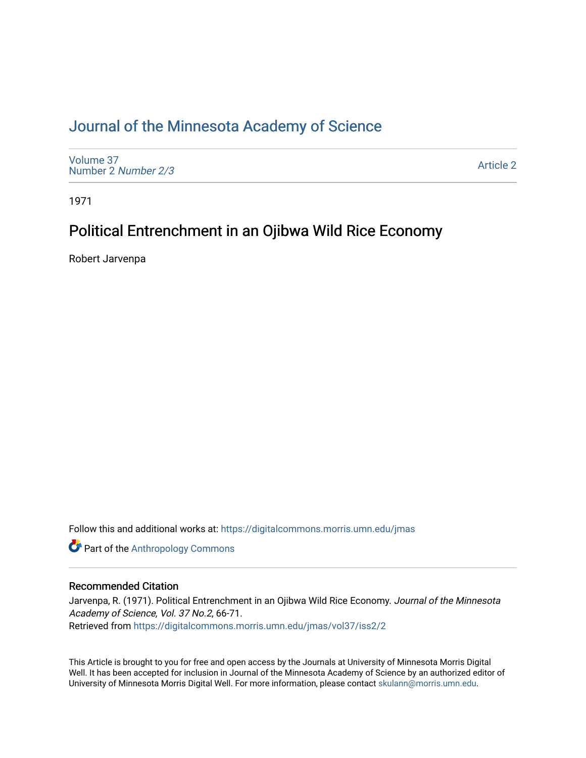# Journal of the Minnesota Academy of Science

Volume 37
Number 2 *Number 2/3*

Article 2

1971

## Political Entrenchment in an Ojibwa Wild Rice Economy

Robert Jarvenpa

Follow this and additional works at: https://digitalcommons.morris.umn.edu/jmas

Part of the Anthropology Commons

### Recommended Citation

Jarvenpa, R. (1971). Political Entrenchment in an Ojibwa Wild Rice Economy. *Journal of the Minnesota Academy of Science, Vol. 37 No.2*, 66-71.
Retrieved from https://digitalcommons.morris.umn.edu/jmas/vol37/iss2/2

This Article is brought to you for free and open access by the Journals at University of Minnesota Morris Digital Well. It has been accepted for inclusion in Journal of the Minnesota Academy of Science by an authorized editor of University of Minnesota Morris Digital Well. For more information, please contact skulann@morris.umn.edu.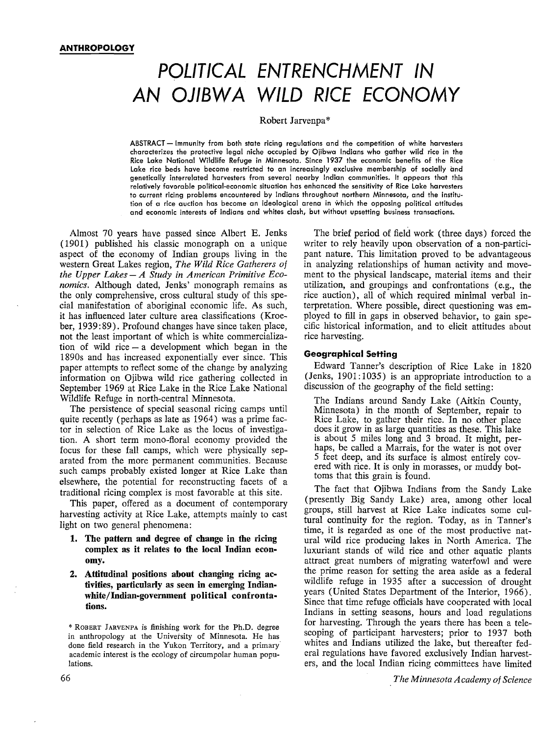**ANTHROPOLOGY**

# POLITICAL ENTRENCHMENT IN AN OJIBWA WILD RICE ECONOMY

Robert Jarvenpa*

ABSTRACT — Immunity from both state ricing regulations and the competition of white harvesters characterizes the protective legal niche occupied by Ojibwa Indians who gather wild rice in the Rice Lake National Wildlife Refuge in Minnesota. Since 1937 the economic benefits of the Rice Lake rice beds have become restricted to an increasingly exclusive membership of socially and genetically interrelated harvesters from several nearby Indian communities. It appears that this relatively favorable political-economic situation has enhanced the sensitivity of Rice Lake harvesters to current ricing problems encountered by Indians throughout northern Minnesota, and the institution of a rice auction has become an ideological arena in which the opposing political attitudes and economic interests of Indians and whites clash, but without upsetting business transactions.

Almost 70 years have passed since Albert E. Jenks (1901) published his classic monograph on a unique aspect of the economy of Indian groups living in the western Great Lakes region, *The Wild Rice Gatherers of the Upper Lakes — A Study in American Primitive Economics*. Although dated, Jenks' monograph remains as the only comprehensive, cross cultural study of this special manifestation of aboriginal economic life. As such, it has influenced later culture area classifications (Kroeber, 1939:89). Profound changes have since taken place, not the least important of which is white commercialization of wild rice — a development which began in the 1890s and has increased exponentially ever since. This paper attempts to reflect some of the change by analyzing information on Ojibwa wild rice gathering collected in September 1969 at Rice Lake in the Rice Lake National Wildlife Refuge in north-central Minnesota.

The persistence of special seasonal ricing camps until quite recently (perhaps as late as 1964) was a prime factor in selection of Rice Lake as the locus of investigation. A short term mono-floral economy provided the focus for these fall camps, which were physically separated from the more permanent communities. Because such camps probably existed longer at Rice Lake than elsewhere, the potential for reconstructing facets of a traditional ricing complex is most favorable at this site.

This paper, offered as a document of contemporary harvesting activity at Rice Lake, attempts mainly to cast light on two general phenomena:

1. **The pattern and degree of change in the ricing complex as it relates to the local Indian economy.**
2. **Attitudinal positions about changing ricing activities, particularly as seen in emerging Indian-white/Indian-government political confrontations.**

\* ROBERT JARVENPA is finishing work for the Ph.D. degree in anthropology at the University of Minnesota. He has done field research in the Yukon Territory, and a primary academic interest is the ecology of circumpolar human populations.

The brief period of field work (three days) forced the writer to rely heavily upon observation of a non-participant nature. This limitation proved to be advantageous in analyzing relationships of human activity and movement to the physical landscape, material items and their utilization, and groupings and confrontations (e.g., the rice auction), all of which required minimal verbal interpretation. Where possible, direct questioning was employed to fill in gaps in observed behavior, to gain specific historical information, and to elicit attitudes about rice harvesting.

### Geographical Setting

Edward Tanner's description of Rice Lake in 1820 (Jenks, 1901:1035) is an appropriate introduction to a discussion of the geography of the field setting:

> The Indians around Sandy Lake (Aitkin County, Minnesota) in the month of September, repair to Rice Lake, to gather their rice. In no other place does it grow in as large quantities as these. This lake is about 5 miles long and 3 broad. It might, perhaps, be called a Marrais, for the water is not over 5 feet deep, and its surface is almost entirely covered with rice. It is only in morasses, or muddy bottoms that this grain is found.

The fact that Ojibwa Indians from the Sandy Lake (presently Big Sandy Lake) area, among other local groups, still harvest at Rice Lake indicates some cultural continuity for the region. Today, as in Tanner's time, it is regarded as one of the most productive natural wild rice producing lakes in North America. The luxuriant stands of wild rice and other aquatic plants attract great numbers of migrating waterfowl and were the prime reason for setting the area aside as a federal wildlife refuge in 1935 after a succession of drought years (United States Department of the Interior, 1966). Since that time refuge officials have cooperated with local Indians in setting seasons, hours and load regulations for harvesting. Through the years there has been a telescoping of participant harvesters; prior to 1937 both whites and Indians utilized the lake, but thereafter federal regulations have favored exclusively Indian harvesters, and the local Indian ricing committees have limited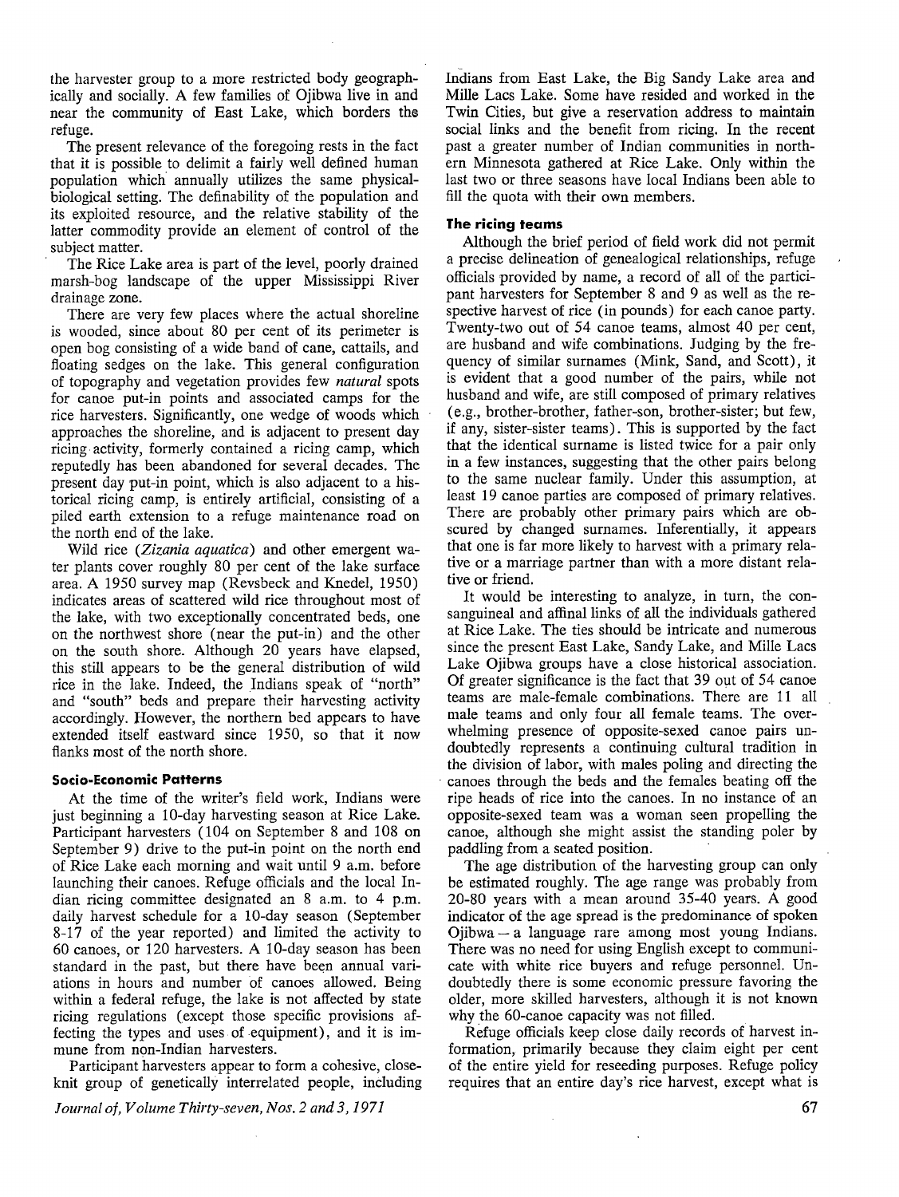the harvester group to a more restricted body geographically and socially. A few families of Ojibwa live in and near the community of East Lake, which borders the refuge.

The present relevance of the foregoing rests in the fact that it is possible to delimit a fairly well defined human population which annually utilizes the same physical-biological setting. The definability of the population and its exploited resource, and the relative stability of the latter commodity provide an element of control of the subject matter.

The Rice Lake area is part of the level, poorly drained marsh-bog landscape of the upper Mississippi River drainage zone.

There are very few places where the actual shoreline is wooded, since about 80 per cent of its perimeter is open bog consisting of a wide band of cane, cattails, and floating sedges on the lake. This general configuration of topography and vegetation provides few *natural* spots for canoe put-in points and associated camps for the rice harvesters. Significantly, one wedge of woods which approaches the shoreline, and is adjacent to present day ricing activity, formerly contained a ricing camp, which reputedly has been abandoned for several decades. The present day put-in point, which is also adjacent to a historical ricing camp, is entirely artificial, consisting of a piled earth extension to a refuge maintenance road on the north end of the lake.

Wild rice (*Zizania aquatica*) and other emergent water plants cover roughly 80 per cent of the lake surface area. A 1950 survey map (Revsbeck and Knedel, 1950) indicates areas of scattered wild rice throughout most of the lake, with two exceptionally concentrated beds, one on the northwest shore (near the put-in) and the other on the south shore. Although 20 years have elapsed, this still appears to be the general distribution of wild rice in the lake. Indeed, the Indians speak of "north" and "south" beds and prepare their harvesting activity accordingly. However, the northern bed appears to have extended itself eastward since 1950, so that it now flanks most of the north shore.

### Socio-Economic Patterns

At the time of the writer's field work, Indians were just beginning a 10-day harvesting season at Rice Lake. Participant harvesters (104 on September 8 and 108 on September 9) drive to the put-in point on the north end of Rice Lake each morning and wait until 9 a.m. before launching their canoes. Refuge officials and the local Indian ricing committee designated an 8 a.m. to 4 p.m. daily harvest schedule for a 10-day season (September 8-17 of the year reported) and limited the activity to 60 canoes, or 120 harvesters. A 10-day season has been standard in the past, but there have been annual variations in hours and number of canoes allowed. Being within a federal refuge, the lake is not affected by state ricing regulations (except those specific provisions affecting the types and uses of equipment), and it is immune from non-Indian harvesters.

Participant harvesters appear to form a cohesive, close-knit group of genetically interrelated people, including Indians from East Lake, the Big Sandy Lake area and Mille Lacs Lake. Some have resided and worked in the Twin Cities, but give a reservation address to maintain social links and the benefit from ricing. In the recent past a greater number of Indian communities in northern Minnesota gathered at Rice Lake. Only within the last two or three seasons have local Indians been able to fill the quota with their own members.

### The ricing teams

Although the brief period of field work did not permit a precise delineation of genealogical relationships, refuge officials provided by name, a record of all of the participant harvesters for September 8 and 9 as well as the respective harvest of rice (in pounds) for each canoe party. Twenty-two out of 54 canoe teams, almost 40 per cent, are husband and wife combinations. Judging by the frequency of similar surnames (Mink, Sand, and Scott), it is evident that a good number of the pairs, while not husband and wife, are still composed of primary relatives (e.g., brother-brother, father-son, brother-sister; but few, if any, sister-sister teams). This is supported by the fact that the identical surname is listed twice for a pair only in a few instances, suggesting that the other pairs belong to the same nuclear family. Under this assumption, at least 19 canoe parties are composed of primary relatives. There are probably other primary pairs which are obscured by changed surnames. Inferentially, it appears that one is far more likely to harvest with a primary relative or a marriage partner than with a more distant relative or friend.

It would be interesting to analyze, in turn, the consanguineal and affinal links of all the individuals gathered at Rice Lake. The ties should be intricate and numerous since the present East Lake, Sandy Lake, and Mille Lacs Lake Ojibwa groups have a close historical association. Of greater significance is the fact that 39 out of 54 canoe teams are male-female combinations. There are 11 all male teams and only four all female teams. The overwhelming presence of opposite-sexed canoe pairs undoubtedly represents a continuing cultural tradition in the division of labor, with males poling and directing the canoes through the beds and the females beating off the ripe heads of rice into the canoes. In no instance of an opposite-sexed team was a woman seen propelling the canoe, although she might assist the standing poler by paddling from a seated position.

The age distribution of the harvesting group can only be estimated roughly. The age range was probably from 20-80 years with a mean around 35-40 years. A good indicator of the age spread is the predominance of spoken Ojibwa — a language rare among most young Indians. There was no need for using English except to communicate with white rice buyers and refuge personnel. Undoubtedly there is some economic pressure favoring the older, more skilled harvesters, although it is not known why the 60-canoe capacity was not filled.

Refuge officials keep close daily records of harvest information, primarily because they claim eight per cent of the entire yield for reseeding purposes. Refuge policy requires that an entire day's rice harvest, except what is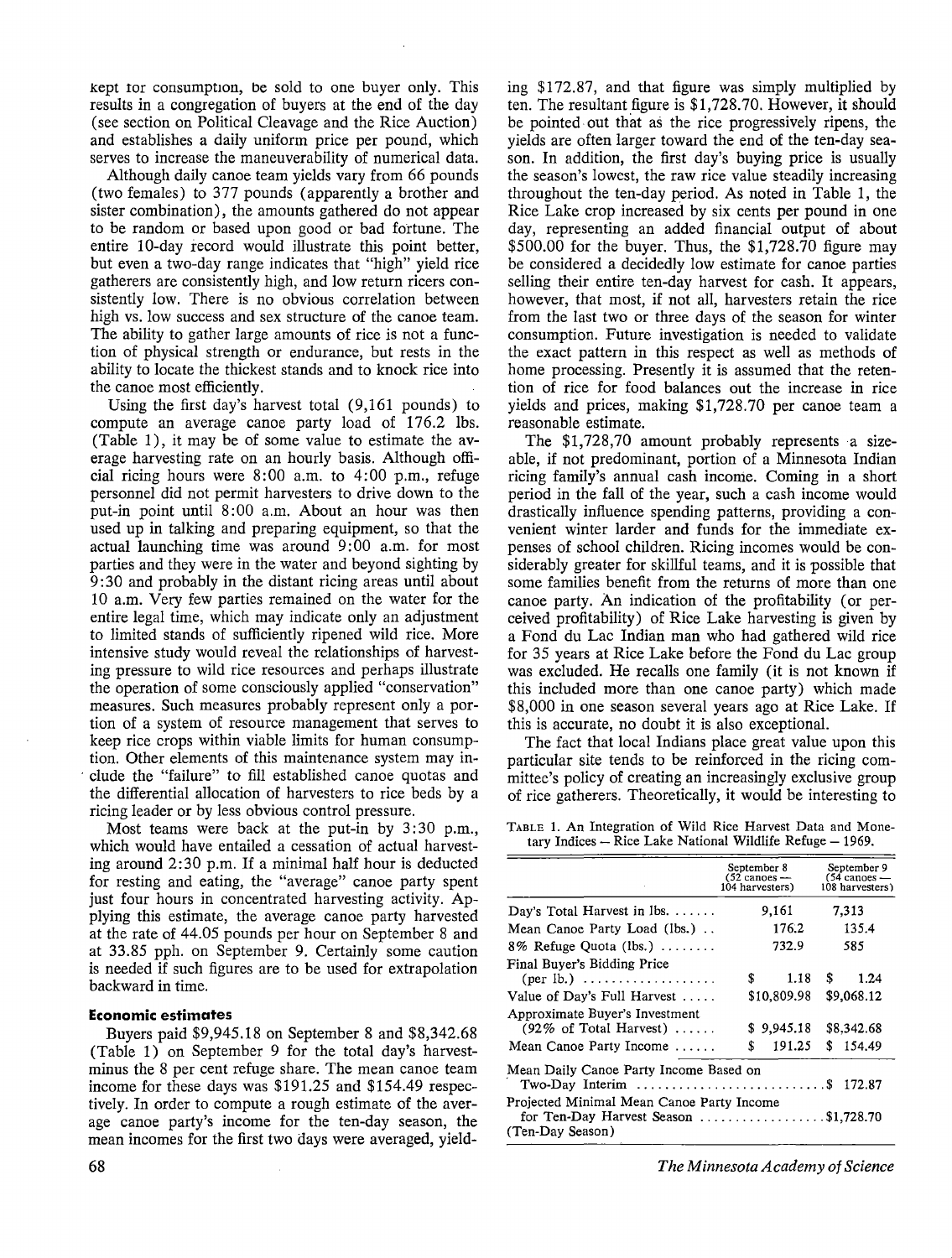kept for consumption, be sold to one buyer only. This results in a congregation of buyers at the end of the day (see section on Political Cleavage and the Rice Auction) and establishes a daily uniform price per pound, which serves to increase the maneuverability of numerical data.

Although daily canoe team yields vary from 66 pounds (two females) to 377 pounds (apparently a brother and sister combination), the amounts gathered do not appear to be random or based upon good or bad fortune. The entire 10-day record would illustrate this point better, but even a two-day range indicates that "high" yield rice gatherers are consistently high, and low return ricers consistently low. There is no obvious correlation between high vs. low success and sex structure of the canoe team. The ability to gather large amounts of rice is not a function of physical strength or endurance, but rests in the ability to locate the thickest stands and to knock rice into the canoe most efficiently.

Using the first day's harvest total (9,161 pounds) to compute an average canoe party load of 176.2 lbs. (Table 1), it may be of some value to estimate the average harvesting rate on an hourly basis. Although official ricing hours were 8:00 a.m. to 4:00 p.m., refuge personnel did not permit harvesters to drive down to the put-in point until 8:00 a.m. About an hour was then used up in talking and preparing equipment, so that the actual launching time was around 9:00 a.m. for most parties and they were in the water and beyond sighting by 9:30 and probably in the distant ricing areas until about 10 a.m. Very few parties remained on the water for the entire legal time, which may indicate only an adjustment to limited stands of sufficiently ripened wild rice. More intensive study would reveal the relationships of harvesting pressure to wild rice resources and perhaps illustrate the operation of some consciously applied "conservation" measures. Such measures probably represent only a portion of a system of resource management that serves to keep rice crops within viable limits for human consumption. Other elements of this maintenance system may include the "failure" to fill established canoe quotas and the differential allocation of harvesters to rice beds by a ricing leader or by less obvious control pressure.

Most teams were back at the put-in by 3:30 p.m., which would have entailed a cessation of actual harvesting around 2:30 p.m. If a minimal half hour is deducted for resting and eating, the "average" canoe party spent just four hours in concentrated harvesting activity. Applying this estimate, the average canoe party harvested at the rate of 44.05 pounds per hour on September 8 and at 33.85 pph. on September 9. Certainly some caution is needed if such figures are to be used for extrapolation backward in time.

## Economic estimates

Buyers paid $9,945.18 on September 8 and $8,342.68 (Table 1) on September 9 for the total day's harvest minus the 8 per cent refuge share. The mean canoe team income for these days was $191.25 and $154.49 respectively. In order to compute a rough estimate of the average canoe party's income for the ten-day season, the mean incomes for the first two days were averaged, yielding $172.87, and that figure was simply multiplied by ten. The resultant figure is $1,728.70. However, it should be pointed out that as the rice progressively ripens, the yields are often larger toward the end of the ten-day season. In addition, the first day's buying price is usually the season's lowest, the raw rice value steadily increasing throughout the ten-day period. As noted in Table 1, the Rice Lake crop increased by six cents per pound in one day, representing an added financial output of about $500.00 for the buyer. Thus, the $1,728.70 figure may be considered a decidedly low estimate for canoe parties selling their entire ten-day harvest for cash. It appears, however, that most, if not all, harvesters retain the rice from the last two or three days of the season for winter consumption. Future investigation is needed to validate the exact pattern in this respect as well as methods of home processing. Presently it is assumed that the retention of rice for food balances out the increase in rice yields and prices, making $1,728.70 per canoe team a reasonable estimate.

The $1,728,70 amount probably represents a sizeable, if not predominant, portion of a Minnesota Indian ricing family's annual cash income. Coming in a short period in the fall of the year, such a cash income would drastically influence spending patterns, providing a convenient winter larder and funds for the immediate expenses of school children. Ricing incomes would be considerably greater for skillful teams, and it is possible that some families benefit from the returns of more than one canoe party. An indication of the profitability (or perceived profitability) of Rice Lake harvesting is given by a Fond du Lac Indian man who had gathered wild rice for 35 years at Rice Lake before the Fond du Lac group was excluded. He recalls one family (it is not known if this included more than one canoe party) which made $8,000 in one season several years ago at Rice Lake. If this is accurate, no doubt it is also exceptional.

The fact that local Indians place great value upon this particular site tends to be reinforced in the ricing committee's policy of creating an increasingly exclusive group of rice gatherers. Theoretically, it would be interesting to

TABLE 1. An Integration of Wild Rice Harvest Data and Monetary Indices — Rice Lake National Wildlife Refuge — 1969.

| | September 8 (52 canoes — 104 harvesters) | September 9 (54 canoes — 108 harvesters) |
|---|---|---|
| Day's Total Harvest in lbs. | 9,161 | 7,313 |
| Mean Canoe Party Load (lbs.) | 176.2 | 135.4 |
| 8% Refuge Quota (lbs.) | 732.9 | 585 |
| Final Buyer's Bidding Price (per lb.) | $ 1.18 | $ 1.24 |
| Value of Day's Full Harvest | $10,809.98 | $9,068.12 |
| Approximate Buyer's Investment (92% of Total Harvest) | $ 9,945.18 | $8,342.68 |
| Mean Canoe Party Income | $ 191.25 | $ 154.49 |
| Mean Daily Canoe Party Income Based on Two-Day Interim | | $ 172.87 |
| Projected Minimal Mean Canoe Party Income for Ten-Day Harvest Season (Ten-Day Season) | | $1,728.70 |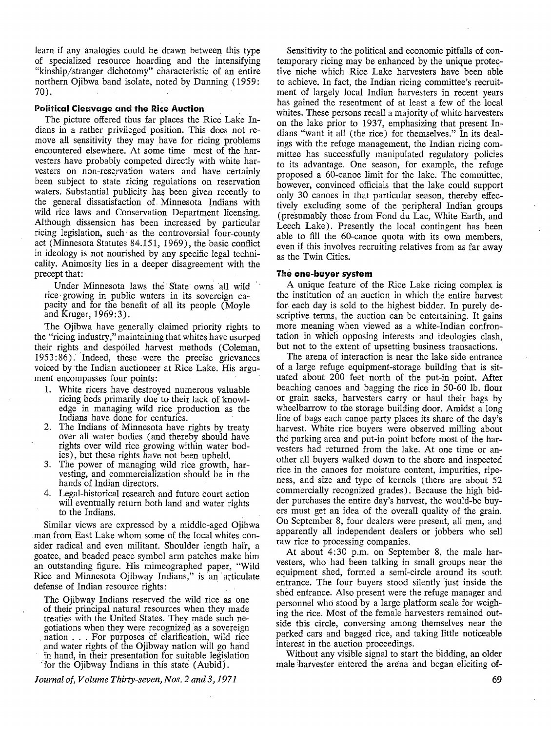learn if any analogies could be drawn between this type of specialized resource hoarding and the intensifying "kinship/stranger dichotomy" characteristic of an entire northern Ojibwa band isolate, noted by Dunning (1959: 70).

### Political Cleavage and the Rice Auction

The picture offered thus far places the Rice Lake Indians in a rather privileged position. This does not remove all sensitivity they may have for ricing problems encountered elsewhere. At some time most of the harvesters have probably competed directly with white harvesters on non-reservation waters and have certainly been subject to state ricing regulations on reservation waters. Substantial publicity has been given recently to the general dissatisfaction of Minnesota Indians with wild rice laws and Conservation Department licensing. Although dissension has been increased by particular ricing legislation, such as the controversial four-county act (Minnesota Statutes 84.151, 1969), the basic conflict in ideology is not nourished by any specific legal technicality. Animosity lies in a deeper disagreement with the precept that:

> Under Minnesota laws the State owns all wild rice growing in public waters in its sovereign capacity and for the benefit of all its people (Moyle and Kruger, 1969:3).

The Ojibwa have generally claimed priority rights to the "ricing industry," maintaining that whites have usurped their rights and despoiled harvest methods (Coleman, 1953:86). Indeed, these were the precise grievances voiced by the Indian auctioneer at Rice Lake. His argument encompasses four points:

1. White ricers have destroyed numerous valuable ricing beds primarily due to their lack of knowledge in managing wild rice production as the Indians have done for centuries.
2. The Indians of Minnesota have rights by treaty over all water bodies (and thereby should have rights over wild rice growing within water bodies), but these rights have not been upheld.
3. The power of managing wild rice growth, harvesting, and commercialization should be in the hands of Indian directors.
4. Legal-historical research and future court action will eventually return both land and water rights to the Indians.

Similar views are expressed by a middle-aged Ojibwa man from East Lake whom some of the local whites consider radical and even militant. Shoulder length hair, a goatee, and beaded peace symbol arm patches make him an outstanding figure. His mimeographed paper, "Wild Rice and Minnesota Ojibway Indians," is an articulate defense of Indian resource rights:

> The Ojibway Indians reserved the wild rice as one of their principal natural resources when they made treaties with the United States. They made such negotiations when they were recognized as a sovereign nation . . . For purposes of clarification, wild rice and water rights of the Ojibway nation will go hand in hand, in their presentation for suitable legislation for the Ojibway Indians in this state (Aubid).

Sensitivity to the political and economic pitfalls of contemporary ricing may be enhanced by the unique protective niche which Rice Lake harvesters have been able to achieve. In fact, the Indian ricing committee's recruitment of largely local Indian harvesters in recent years has gained the resentment of at least a few of the local whites. These persons recall a majority of white harvesters on the lake prior to 1937, emphasizing that present Indians "want it all (the rice) for themselves." In its dealings with the refuge management, the Indian ricing committee has successfully manipulated regulatory policies to its advantage. One season, for example, the refuge proposed a 60-canoe limit for the lake. The committee, however, convinced officials that the lake could support only 30 canoes in that particular season, thereby effectively excluding some of the peripheral Indian groups (presumably those from Fond du Lac, White Earth, and Leech Lake). Presently the local contingent has been able to fill the 60-canoe quota with its own members, even if this involves recruiting relatives from as far away as the Twin Cities.

### The one-buyer system

A unique feature of the Rice Lake ricing complex is the institution of an auction in which the entire harvest for each day is sold to the highest bidder. In purely descriptive terms, the auction can be entertaining. It gains more meaning when viewed as a white-Indian confrontation in which opposing interests and ideologies clash, but not to the extent of upsetting business transactions.

The arena of interaction is near the lake side entrance of a large refuge equipment-storage building that is situated about 200 feet north of the put-in point. After beaching canoes and bagging the rice in 50-60 lb. flour or grain sacks, harvesters carry or haul their bags by wheelbarrow to the storage building door. Amidst a long line of bags each canoe party places its share of the day's harvest. White rice buyers were observed milling about the parking area and put-in point before most of the harvesters had returned from the lake. At one time or another all buyers walked down to the shore and inspected rice in the canoes for moisture content, impurities, ripeness, and size and type of kernels (there are about 52 commercially recognized grades). Because the high bidder purchases the entire day's harvest, the would-be buyers must get an idea of the overall quality of the grain. On September 8, four dealers were present, all men, and apparently all independent dealers or jobbers who sell raw rice to processing companies.

At about 4:30 p.m. on September 8, the male harvesters, who had been talking in small groups near the equipment shed, formed a semi-circle around its south entrance. The four buyers stood silently just inside the shed entrance. Also present were the refuge manager and personnel who stood by a large platform scale for weighing the rice. Most of the female harvesters remained outside this circle, conversing among themselves near the parked cars and bagged rice, and taking little noticeable interest in the auction proceedings.

Without any visible signal to start the bidding, an older male harvester entered the arena and began eliciting of-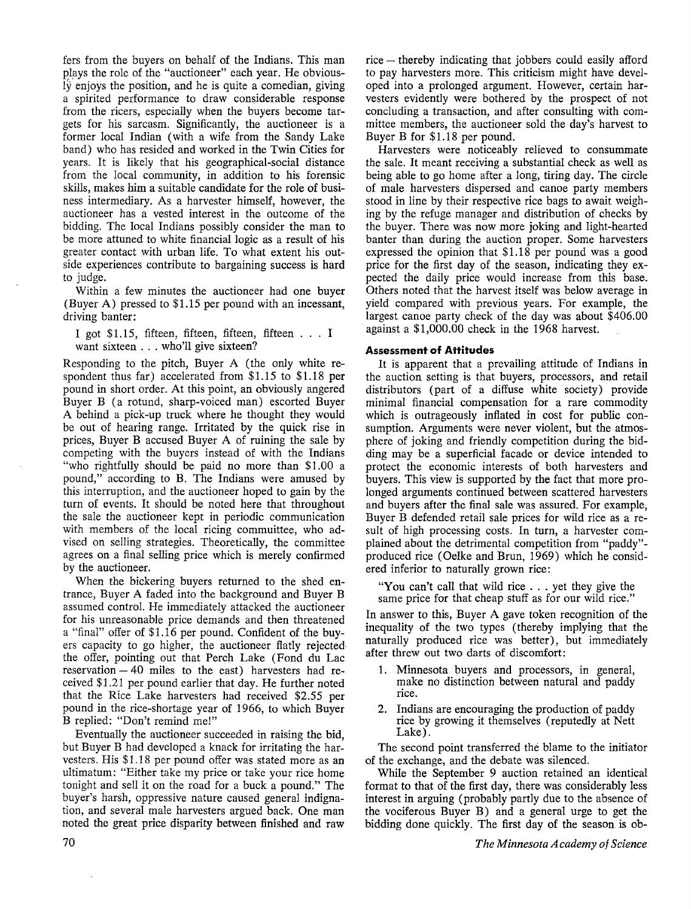fers from the buyers on behalf of the Indians. This man plays the role of the "auctioneer" each year. He obviously enjoys the position, and he is quite a comedian, giving a spirited performance to draw considerable response from the ricers, especially when the buyers become targets for his sarcasm. Significantly, the auctioneer is a former local Indian (with a wife from the Sandy Lake band) who has resided and worked in the Twin Cities for years. It is likely that his geographical-social distance from the local community, in addition to his forensic skills, makes him a suitable candidate for the role of business intermediary. As a harvester himself, however, the auctioneer has a vested interest in the outcome of the bidding. The local Indians possibly consider the man to be more attuned to white financial logic as a result of his greater contact with urban life. To what extent his outside experiences contribute to bargaining success is hard to judge.

Within a few minutes the auctioneer had one buyer (Buyer A) pressed to $1.15 per pound with an incessant, driving banter:

> I got $1.15, fifteen, fifteen, fifteen, fifteen . . . I want sixteen . . . who'll give sixteen?

Responding to the pitch, Buyer A (the only white respondent thus far) accelerated from $1.15 to $1.18 per pound in short order. At this point, an obviously angered Buyer B (a rotund, sharp-voiced man) escorted Buyer A behind a pick-up truck where he thought they would be out of hearing range. Irritated by the quick rise in prices, Buyer B accused Buyer A of ruining the sale by competing with the buyers instead of with the Indians "who rightfully should be paid no more than $1.00 a pound," according to B. The Indians were amused by this interruption, and the auctioneer hoped to gain by the turn of events. It should be noted here that throughout the sale the auctioneer kept in periodic communication with members of the local ricing committee, who advised on selling strategies. Theoretically, the committee agrees on a final selling price which is merely confirmed by the auctioneer.

When the bickering buyers returned to the shed entrance, Buyer A faded into the background and Buyer B assumed control. He immediately attacked the auctioneer for his unreasonable price demands and then threatened a "final" offer of $1.16 per pound. Confident of the buyers capacity to go higher, the auctioneer flatly rejected the offer, pointing out that Perch Lake (Fond du Lac reservation – 40 miles to the east) harvesters had received $1.21 per pound earlier that day. He further noted that the Rice Lake harvesters had received $2.55 per pound in the rice-shortage year of 1966, to which Buyer B replied: "Don't remind me!"

Eventually the auctioneer succeeded in raising the bid, but Buyer B had developed a knack for irritating the harvesters. His $1.18 per pound offer was stated more as an ultimatum: "Either take my price or take your rice home tonight and sell it on the road for a buck a pound." The buyer's harsh, oppressive nature caused general indignation, and several male harvesters argued back. One man noted the great price disparity between finished and raw rice – thereby indicating that jobbers could easily afford to pay harvesters more. This criticism might have developed into a prolonged argument. However, certain harvesters evidently were bothered by the prospect of not concluding a transaction, and after consulting with committee members, the auctioneer sold the day's harvest to Buyer B for $1.18 per pound.

Harvesters were noticeably relieved to consummate the sale. It meant receiving a substantial check as well as being able to go home after a long, tiring day. The circle of male harvesters dispersed and canoe party members stood in line by their respective rice bags to await weighing by the refuge manager and distribution of checks by the buyer. There was now more joking and light-hearted banter than during the auction proper. Some harvesters expressed the opinion that $1.18 per pound was a good price for the first day of the season, indicating they expected the daily price would increase from this base. Others noted that the harvest itself was below average in yield compared with previous years. For example, the largest canoe party check of the day was about $406.00 against a $1,000.00 check in the 1968 harvest.

### Assessment of Attitudes

It is apparent that a prevailing attitude of Indians in the auction setting is that buyers, processors, and retail distributors (part of a diffuse white society) provide minimal financial compensation for a rare commodity which is outrageously inflated in cost for public consumption. Arguments were never violent, but the atmosphere of joking and friendly competition during the bidding may be a superficial facade or device intended to protect the economic interests of both harvesters and buyers. This view is supported by the fact that more prolonged arguments continued between scattered harvesters and buyers after the final sale was assured. For example, Buyer B defended retail sale prices for wild rice as a result of high processing costs. In turn, a harvester complained about the detrimental competition from "paddy"-produced rice (Oelke and Brun, 1969) which he considered inferior to naturally grown rice:

> "You can't call that wild rice . . . yet they give the same price for that cheap stuff as for our wild rice."

In answer to this, Buyer A gave token recognition of the inequality of the two types (thereby implying that the naturally produced rice was better), but immediately after threw out two darts of discomfort:

1. Minnesota buyers and processors, in general, make no distinction between natural and paddy rice.
2. Indians are encouraging the production of paddy rice by growing it themselves (reputedly at Nett Lake).

The second point transferred the blame to the initiator of the exchange, and the debate was silenced.

While the September 9 auction retained an identical format to that of the first day, there was considerably less interest in arguing (probably partly due to the absence of the vociferous Buyer B) and a general urge to get the bidding done quickly. The first day of the season is ob-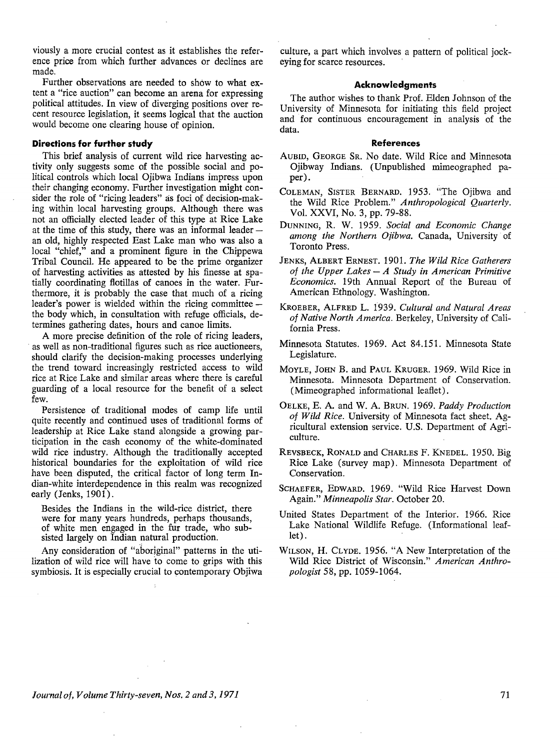viously a more crucial contest as it establishes the reference price from which further advances or declines are made.

Further observations are needed to show to what extent a "rice auction" can become an arena for expressing political attitudes. In view of diverging positions over recent resource legislation, it seems logical that the auction would become one clearing house of opinion.

### Directions for further study

This brief analysis of current wild rice harvesting activity only suggests some of the possible social and political controls which local Ojibwa Indians impress upon their changing economy. Further investigation might consider the role of "ricing leaders" as foci of decision-making within local harvesting groups. Although there was not an officially elected leader of this type at Rice Lake at the time of this study, there was an informal leader – an old, highly respected East Lake man who was also a local "chief," and a prominent figure in the Chippewa Tribal Council. He appeared to be the prime organizer of harvesting activities as attested by his finesse at spatially coordinating flotillas of canoes in the water. Furthermore, it is probably the case that much of a ricing leader's power is wielded within the ricing committee – the body which, in consultation with refuge officials, determines gathering dates, hours and canoe limits.

A more precise definition of the role of ricing leaders, as well as non-traditional figures such as rice auctioneers, should clarify the decision-making processes underlying the trend toward increasingly restricted access to wild rice at Rice Lake and similar areas where there is careful guarding of a local resource for the benefit of a select few.

Persistence of traditional modes of camp life until quite recently and continued uses of traditional forms of leadership at Rice Lake stand alongside a growing participation in the cash economy of the white-dominated wild rice industry. Although the traditionally accepted historical boundaries for the exploitation of wild rice have been disputed, the critical factor of long term Indian-white interdependence in this realm was recognized early (Jenks, 1901).

> Besides the Indians in the wild-rice district, there were for many years hundreds, perhaps thousands, of white men engaged in the fur trade, who subsisted largely on Indian natural production.

Any consideration of "aboriginal" patterns in the utilization of wild rice will have to come to grips with this symbiosis. It is especially crucial to contemporary Objiwa culture, a part which involves a pattern of political jockeying for scarce resources.

### Acknowledgments

The author wishes to thank Prof. Elden Johnson of the University of Minnesota for initiating this field project and for continuous encouragement in analysis of the data.

### References

Aubid, George Sr. No date. Wild Rice and Minnesota Ojibway Indians. (Unpublished mimeographed paper).

Coleman, Sister Bernard. 1953. "The Ojibwa and the Wild Rice Problem." *Anthropological Quarterly*. Vol. XXVI, No. 3, pp. 79-88.

Dunning, R. W. 1959. *Social and Economic Change among the Northern Ojibwa.* Canada, University of Toronto Press.

Jenks, Albert Ernest. 1901. *The Wild Rice Gatherers of the Upper Lakes – A Study in American Primitive Economics.* 19th Annual Report of the Bureau of American Ethnology. Washington.

Kroeber, Alfred L. 1939. *Cultural and Natural Areas of Native North America.* Berkeley, University of California Press.

Minnesota Statutes. 1969. Act 84.151. Minnesota State Legislature.

Moyle, John B. and Paul Kruger. 1969. Wild Rice in Minnesota. Minnesota Department of Conservation. (Mimeographed informational leaflet).

Oelke, E. A. and W. A. Brun. 1969. *Paddy Production of Wild Rice.* University of Minnesota fact sheet. Agricultural extension service. U.S. Department of Agriculture.

Revsbeck, Ronald and Charles F. Knedel. 1950. Big Rice Lake (survey map). Minnesota Department of Conservation.

Schaefer, Edward. 1969. "Wild Rice Harvest Down Again." *Minneapolis Star.* October 20.

United States Department of the Interior. 1966. Rice Lake National Wildlife Refuge. (Informational leaflet).

Wilson, H. Clyde. 1956. "A New Interpretation of the Wild Rice District of Wisconsin." *American Anthropologist* 58, pp. 1059-1064.